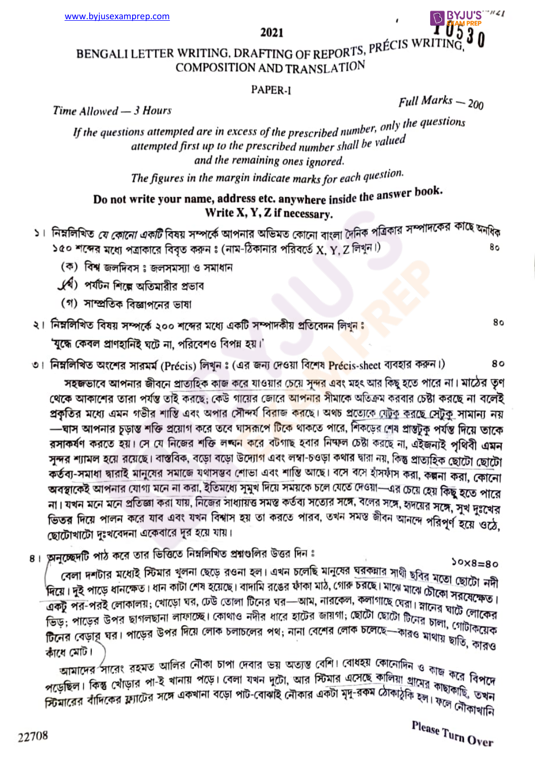# 2021

## BENGALI LETTER WRITING, DRAFTING OF REPORTS, PRÉCIS WRITING, COMPOSITION AND TRANSLATION

### PAPER-I

*Time Allowed — 3 Hours* *Full Marks — 200*

*If the questions attempted are in excess of the prescribed number, only the questions attempted first up to the prescribed number shall be valued and the remaining ones ignored.*

*The figures in the margin indicate marks for each question.*

**Do not write your name, address etc. anywhere inside the answer book. Write X, Y, Z if necessary.**

১। নিম্নলিখিত *যে কোনো একটি* বিষয় সম্পর্কে আপনার অভিমত কোনো বাংলা দৈনিক পত্রিকার সম্পাদকের কাছে অনধিক ১৫০ শব্দের মধ্যে পত্রাকারে বিবৃত করুন : (নাম-ঠিকানার পরিবর্তে X, Y, Z লিখুন।) ৪০

(ক) বিশ্ব জলদিবস : জলসমস্যা ও সমাধান

(খ) পর্যটন শিল্পে অতিমারীর প্রভাব

(গ) সাম্প্রতিক বিজ্ঞাপনের ভাষা

২। নিম্নলিখিত বিষয় সম্পর্কে ২০০ শব্দের মধ্যে একটি সম্পাদকীয় প্রতিবেদন লিখুন : ৪০

'যুদ্ধে কেবল প্রাণহানিই ঘটে না, পরিবেশও বিপন্ন হয়।'

৩। নিম্নলিখিত অংশের সারমর্ম (Précis) লিখুন : (এর জন্য দেওয়া বিশেষ Précis-sheet ব্যবহার করুন।) ৪০

সহজভাবে আপনার জীবনে প্রাত্যহিক কাজ করে যাওয়ার চেয়ে সুন্দর এবং মহৎ আর কিছু হতে পারে না। মাঠের তৃণ থেকে আকাশের তারা পর্যন্ত তাই করছে; কেউ গায়ের জোরে আপনার সীমাকে অতিক্রম করবার চেষ্টা করছে না বলেই প্রকৃতির মধ্যে এমন গভীর শান্তি এবং অপার সৌন্দর্য বিরাজ করছে। অথচ প্রত্যেকে যেটুকু করছে সেটুকু সামান্য নয় —ঘাস আপনার চূড়ান্ত শক্তি প্রয়োগ করে তবে ঘাসরূপে টিকে থাকতে পারে, শিকড়ের শেষ প্রান্তটুকু পর্যন্ত দিয়ে তাকে রসাকর্ষণ করতে হয়। সে যে নিজের শক্তি লঙ্ঘন করে বটগাছ হবার নিষ্ফল চেষ্টা করছে না, এইজন্যই পৃথিবী এমন সুন্দর শ্যামল হয়ে রয়েছে। বাস্তবিক, বড়ো বড়ো উদ্যোগ এবং লম্বা-চওড়া কথার দ্বারা নয়, কিন্তু প্রাত্যহিক ছোটো ছোটো কর্তব্য-সমাধা দ্বারাই মানুষের সমাজে যথাসম্ভব শোভা এবং শান্তি আছে। বসে বসে হাঁসফাঁস করা, কল্পনা করা, কোনো অবস্থাকেই আপনার যোগ্য মনে না করা, ইতিমধ্যে সুমুখ দিয়ে সময়কে চলে যেতে দেওয়া—এর চেয়ে হেয় কিছু হতে পারে না। যখন মনে মনে প্রতিজ্ঞা করা যায়, নিজের সাধ্যায়ত্ত সমস্ত কর্তব্য সত্যের সঙ্গে, বলের সঙ্গে, হৃদয়ের সঙ্গে, সুখ দুঃখের ভিতর দিয়ে পালন করে যাব এবং যখন বিশ্বাস হয় তা করতে পারব, তখন সমস্ত জীবন আনন্দে পরিপূর্ণ হয়ে ওঠে, ছোটোখাটো দুঃখবেদনা একেবারে দূর হয়ে যায়।

৪। অনুচ্ছেদটি পাঠ করে তার ভিত্তিতে নিম্নলিখিত প্রশ্নগুলির উত্তর দিন : ১০×৪=৪০

বেলা দশটার মধ্যেই স্টিমার খুলনা ছেড়ে রওনা হল। এখন চলেছি মানুষের ঘরকন্নার সাথী ছবির মতো ছোটো নদী দিয়ে। দুই পাড়ে ধানক্ষেত। ধান কাটা শেষ হয়েছে। বাদামি রঙের ফাঁকা মাঠ, গোরু চরছে। মাঝে মাঝে চৌকো সরষেক্ষেত। একটু পর-পরই লোকালয়; খোড়ো ঘর, ঢেউ তোলা টিনের ঘর—আম, নারকেল, কলাগাছে ঘেরা। স্নানের ঘাটে লোকের ভিড়; পাড়ের উপর ছাগলছানা লাফাচ্ছে। কোথাও নদীর ধারে হাটের জায়গা; ছোটো ছোটো টিনের চালা, গোটাকয়েক টিনের বেড়ার ঘর। পাড়ের উপর দিয়ে লোক চলাচলের পথ; নানা বেশের লোক চলেছে—কারও মাথায় ছাতি, কারও কাঁধে মোট।

আমাদের সারেং রহমত আলির নৌকা চাপা দেবার ভয় অত্যন্ত বেশি। বোধহয় কোনোদিন ও কাজ করে বিপদে পড়েছিল। কিন্তু খোঁড়ার পা-ই খানায় পড়ে। বেলা যখন দুটো, আর স্টিমার এসেছে কালিয়া গ্রামের কাছাকাছি, তখন স্টিমারের বাঁদিকের ফ্ল্যাটের সঙ্গে একখানা বড়ো পাট-বোঝাই নৌকার একটা মৃদু-রকম ঠোকাঠুকি হল। ফলে নৌকাখানি

Please Turn Over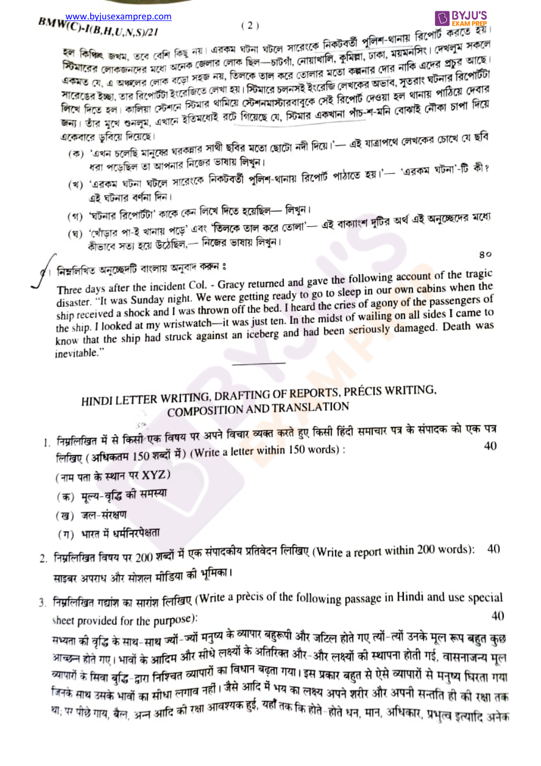হল কিঞ্চিৎ জখম, তবে বেশি কিছু নয়। এরকম ঘটনা ঘটলে সারেংকে নিকটবর্তী পুলিশ-থানায় রিপোর্ট করতে হয়। স্টিমারের লোকজনদের মধ্যে অনেক জেলার লোক ছিল—চাটগাঁ, নোয়াখালি, কুমিল্লা, ঢাকা, ময়মনসিং। দেখলুম সকলে একমত যে, এ অঞ্চলের লোক বড়ো সহজ নয়, তিলকে তাল করে তোলার মতো কল্পনার জোর নাকি এদের প্রচুর আছে। সারেঙের ইচ্ছা, তার রিপোর্টটা ইংরেজিতে লেখা হয়। স্টিমারে চলনসই ইংরেজি লেখকের অভাব, সুতরাং ঘটনার রিপোর্টটা লিখে দিতে হল। কালিয়া স্টেশনে স্টিমার থামিয়ে স্টেশনমাস্টারবাবুকে সেই রিপোর্ট দেওয়া হল থানায় পাঠিয়ে দেবার জন্য। তাঁর মুখে শুনলুম, এখানে ইতিমধ্যেই রটে গিয়েছে যে, স্টিমার একখানা পাঁচ-শ-মনি বোঝাই নৌকা চাপা দিয়ে একেবারে ডুবিয়ে দিয়েছে।

(ক) 'এখন চলেছি মানুষের ঘরকন্নার সাথী ছবির মতো ছোটো নদী দিয়ে।'— এই যাত্রাপথে লেখকের চোখে যে ছবি ধরা পড়েছিল তা আপনার নিজের ভাষায় লিখুন।

(খ) 'এরকম ঘটনা ঘটলে সারেংকে নিকটবর্তী পুলিশ-থানায় রিপোর্ট পাঠাতে হয়।'— 'এরকম ঘটনা'-টি কী? এই ঘটনার বর্ণনা দিন।

(গ) 'ঘটনার রিপোর্টটা' কাকে কেন লিখে দিতে হয়েছিল— লিখুন।

(ঘ) 'খোঁড়ার পা-ই খানায় পড়ে' এবং 'তিলকে তাল করে তোলা'— এই বাক্যাংশ দুটির অর্থ এই অনুচ্ছেদের মধ্যে কীভাবে সত্য হয়ে উঠেছিল,— নিজের ভাষায় লিখুন।

৪০

৫। নিম্নলিখিত অনুচ্ছেদটি বাংলায় অনুবাদ করুন ঃ

Three days after the incident Col. - Gracy returned and gave the following account of the tragic disaster. "It was Sunday night. We were getting ready to go to sleep in our own cabins when the ship received a shock and I was thrown off the bed. I heard the cries of agony of the passengers of the ship. I looked at my wristwatch—it was just ten. In the midst of wailing on all sides I came to know that the ship had struck against an iceberg and had been seriously damaged. Death was inevitable."

---

## HINDI LETTER WRITING, DRAFTING OF REPORTS, PRÉCIS WRITING, COMPOSITION AND TRANSLATION

1. निम्नलिखित में से किसी एक विषय पर अपने विचार व्यक्त करते हुए किसी हिंदी समाचार पत्र के संपादक को एक पत्र लिखिए ( अधिकतम 150 शब्दों में) (Write a letter within 150 words) : 40

   (नाम पता के स्थान पर XYZ)

   (क) मूल्य-वृद्धि की समस्या

   (ख) जल-संरक्षण

   (ग) भारत में धर्मनिरपेक्षता

2. निम्नलिखित विषय पर 200 शब्दों में एक संपादकीय प्रतिवेदन लिखिए (Write a report within 200 words): 40

   साइबर अपराध और सोशल मीडिया की भूमिका।

3. निम्नलिखित गद्यांश का सारांश लिखिए (Write a prècis of the following passage in Hindi and use special sheet provided for the purpose): 40

   सभ्यता की वृद्धि के साथ-साथ ज्यों-ज्यों मनुष्य के व्यापार बहुरूपी और जटिल होते गए त्यों-त्यों उनके मूल रूप बहुत कुछ आच्छन्न होते गए। भावों के आदिम और सीधे लक्ष्यों के अतिरिक्त और-और लक्ष्यों की स्थापना होती गई, वासनाजन्य मूल व्यापारों के सिवा बुद्धि-द्वारा निश्चित व्यापारों का विधान बढ़ता गया। इस प्रकार बहुत से ऐसे व्यापारों से मनुष्य घिरता गया जिनके साथ उसके भावों का सीधा लगाव नहीं। जैसे आदि में भय का लक्ष्य अपने शरीर और अपनी सन्तति ही की रक्षा तक था; पर पीछे गाय, बैल, अन्न आदि की रक्षा आवश्यक हुई, यहाँ तक कि होते-होते धन, मान, अधिकार, प्रभुत्व इत्यादि अनेक